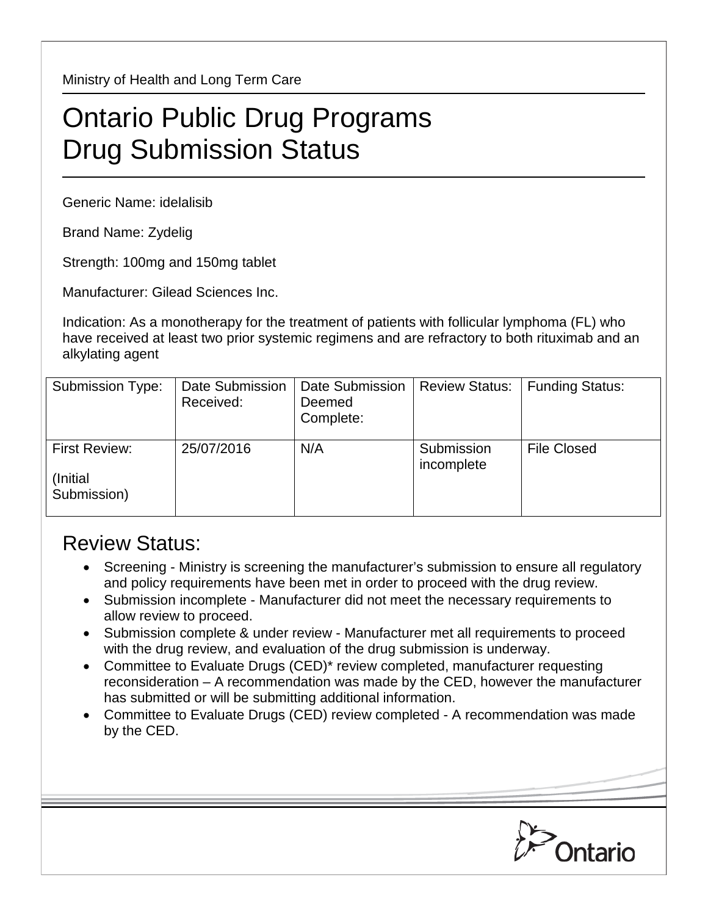Ministry of Health and Long Term Care

# Ontario Public Drug Programs
# Drug Submission Status

Generic Name: idelalisib

Brand Name: Zydelig

Strength: 100mg and 150mg tablet

Manufacturer: Gilead Sciences Inc.

Indication: As a monotherapy for the treatment of patients with follicular lymphoma (FL) who have received at least two prior systemic regimens and are refractory to both rituximab and an alkylating agent

| Submission Type: | Date Submission Received: | Date Submission Deemed Complete: | Review Status: | Funding Status: |
|---|---|---|---|---|
| First Review: (Initial Submission) | 25/07/2016 | N/A | Submission incomplete | File Closed |

## Review Status:

- Screening - Ministry is screening the manufacturer's submission to ensure all regulatory and policy requirements have been met in order to proceed with the drug review.
- Submission incomplete - Manufacturer did not meet the necessary requirements to allow review to proceed.
- Submission complete & under review - Manufacturer met all requirements to proceed with the drug review, and evaluation of the drug submission is underway.
- Committee to Evaluate Drugs (CED)* review completed, manufacturer requesting reconsideration – A recommendation was made by the CED, however the manufacturer has submitted or will be submitting additional information.
- Committee to Evaluate Drugs (CED) review completed - A recommendation was made by the CED.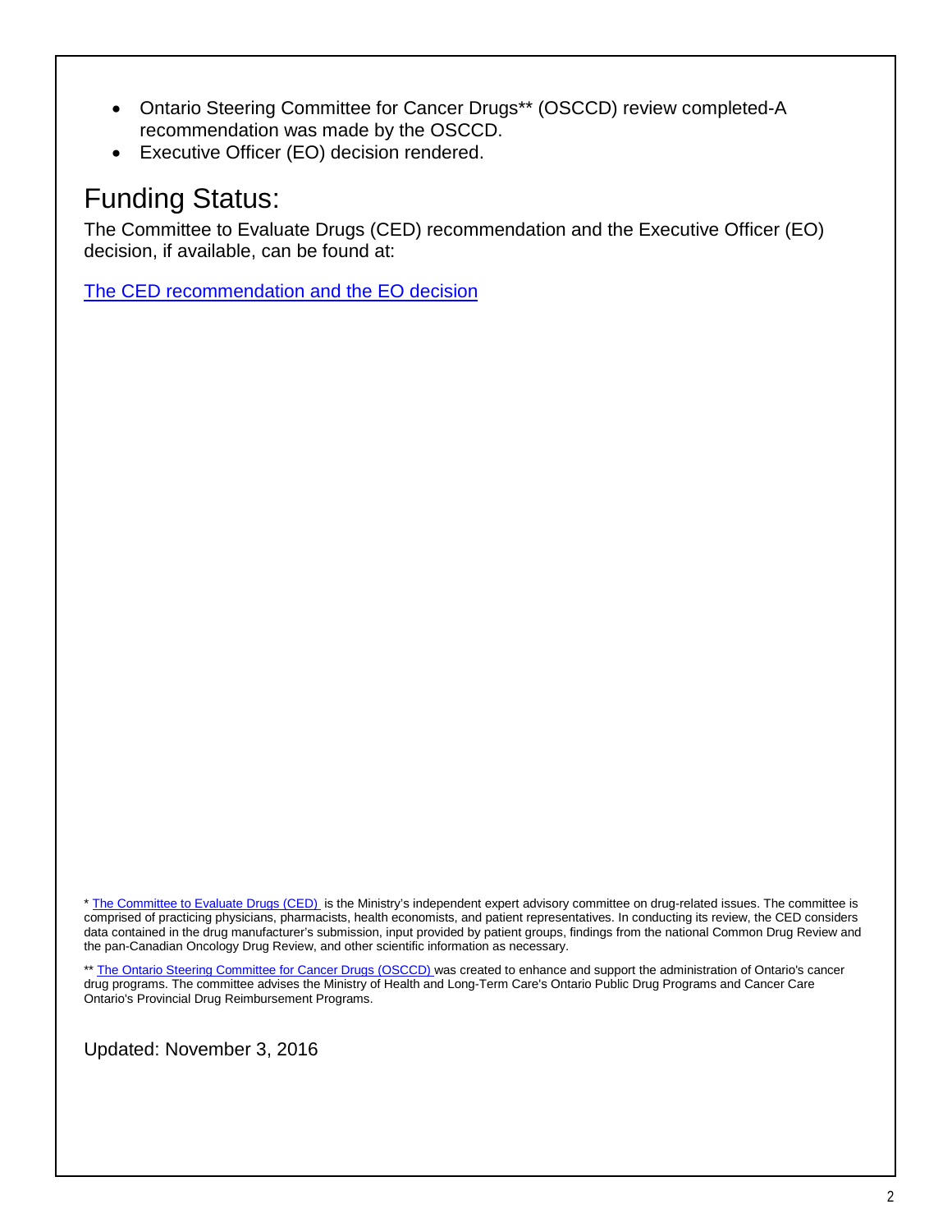- Ontario Steering Committee for Cancer Drugs** (OSCCD) review completed-A recommendation was made by the OSCCD.
- Executive Officer (EO) decision rendered.

# Funding Status:

The Committee to Evaluate Drugs (CED) recommendation and the Executive Officer (EO) decision, if available, can be found at:

The CED recommendation and the EO decision

* The Committee to Evaluate Drugs (CED) is the Ministry's independent expert advisory committee on drug-related issues. The committee is comprised of practicing physicians, pharmacists, health economists, and patient representatives. In conducting its review, the CED considers data contained in the drug manufacturer's submission, input provided by patient groups, findings from the national Common Drug Review and the pan-Canadian Oncology Drug Review, and other scientific information as necessary.

** The Ontario Steering Committee for Cancer Drugs (OSCCD) was created to enhance and support the administration of Ontario's cancer drug programs. The committee advises the Ministry of Health and Long-Term Care's Ontario Public Drug Programs and Cancer Care Ontario's Provincial Drug Reimbursement Programs.

Updated: November 3, 2016